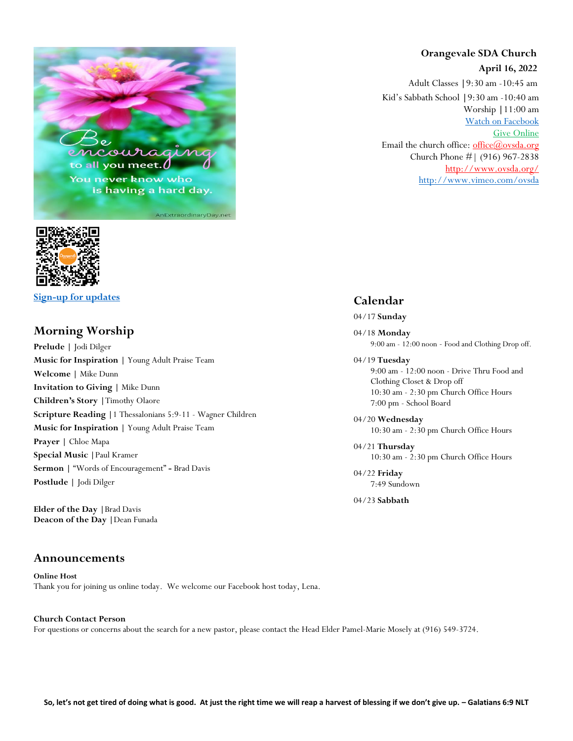**Orangevale SDA Church**

**April 16, 2022**

Adult Classes | 9:30 am -10:45 am

Kid's Sabbath School | 9:30 am -10:40 am

Worship | 11:00 am

Watch on Facebook

Give Online

Email the church office: office@ovsda.org

Church Phone # | (916) 967-2838

http://www.ovsda.org/

http://www.vimeo.com/ovsda

Sign-up for updates

## Morning Worship

**Prelude** | Jodi Dilger

**Music for Inspiration** | Young Adult Praise Team

**Welcome** | Mike Dunn

**Invitation to Giving** | Mike Dunn

**Children's Story** | Timothy Olaore

**Scripture Reading** | 1 Thessalonians 5:9-11 - Wagner Children

**Music for Inspiration** | Young Adult Praise Team

**Prayer** | Chloe Mapa

**Special Music** | Paul Kramer

**Sermon** | "Words of Encouragement" - Brad Davis

**Postlude** | Jodi Dilger

**Elder of the Day** | Brad Davis
**Deacon of the Day** | Dean Funada

## Calendar

04/17 **Sunday**

04/18 **Monday**
- 9:00 am - 12:00 noon - Food and Clothing Drop off.

04/19 **Tuesday**
- 9:00 am - 12:00 noon - Drive Thru Food and Clothing Closet & Drop off
- 10:30 am - 2:30 pm Church Office Hours
- 7:00 pm - School Board

04/20 **Wednesday**
- 10:30 am - 2:30 pm Church Office Hours

04/21 **Thursday**
- 10:30 am - 2:30 pm Church Office Hours

04/22 **Friday**
- 7:49 Sundown

04/23 **Sabbath**

## Announcements

**Online Host**
Thank you for joining us online today. We welcome our Facebook host today, Lena.

**Church Contact Person**
For questions or concerns about the search for a new pastor, please contact the Head Elder Pamel-Marie Mosely at (916) 549-3724.

**So, let's not get tired of doing what is good. At just the right time we will reap a harvest of blessing if we don't give up. – Galatians 6:9 NLT**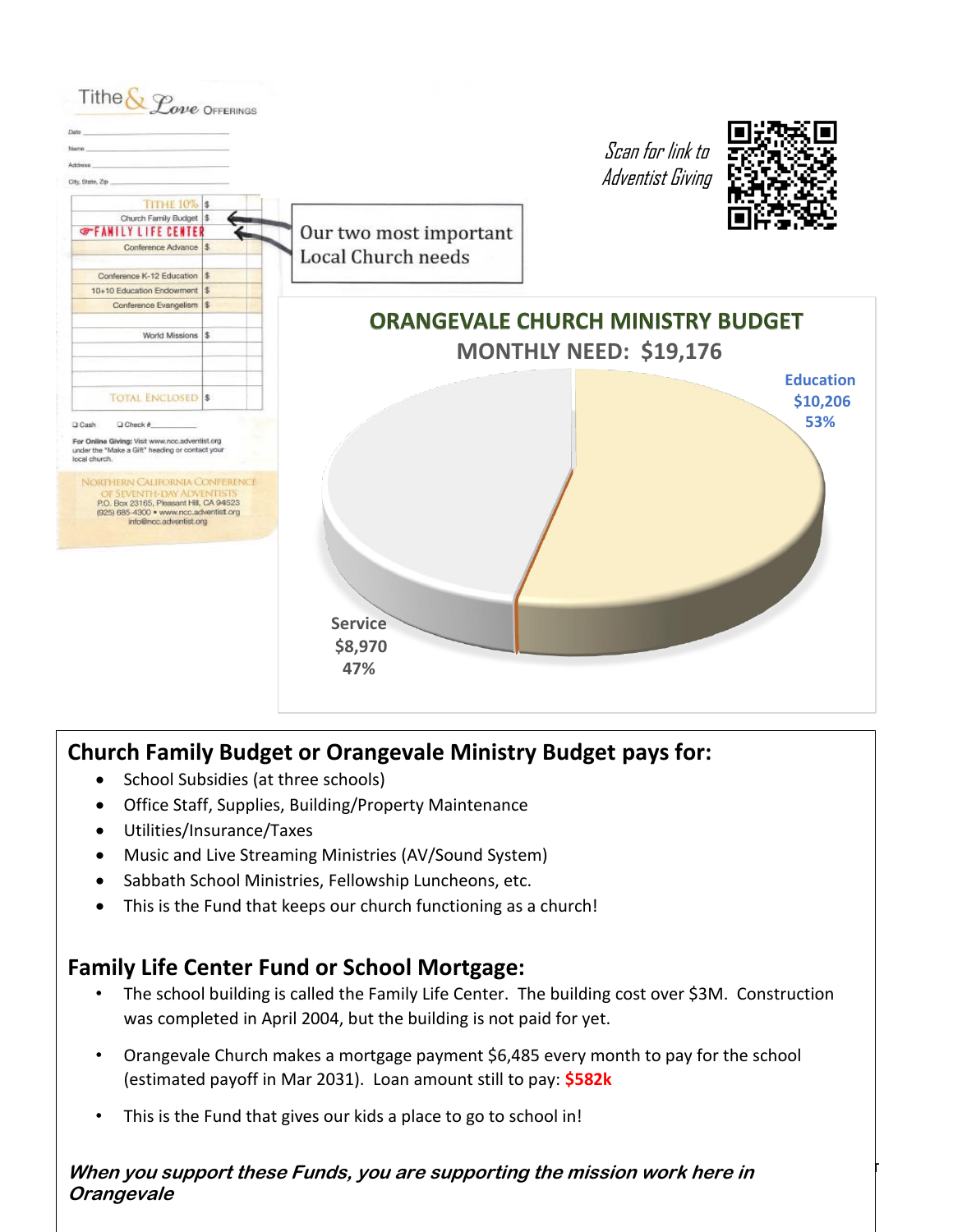Tithe & Love Offerings

Date
Name
Address
City, State, Zip

| | |
|---|---|
| TITHE 10% | $ |
| Church Family Budget | $ |
| FAMILY LIFE CENTER | |
| Conference Advance | $ |
| Conference K-12 Education | $ |
| 10+10 Education Endowment | $ |
| Conference Evangelism | $ |
| World Missions | $ |
| | |
| | |
| TOTAL ENCLOSED | $ |

☐ Cash ☐ Check #

For Online Giving: Visit www.ncc.adventist.org under the "Make a Gift" heading or contact your local church.

NORTHERN CALIFORNIA CONFERENCE OF SEVENTH-DAY ADVENTISTS
P.O. Box 23165, Pleasant Hill, CA 94523
(925) 685-4300 • www.ncc.adventist.org
info@ncc.adventist.org

Our two most important Local Church needs

*Scan for link to Adventist Giving*

## ORANGEVALE CHURCH MINISTRY BUDGET

MONTHLY NEED: $19,176

Education
$10,206
53%

Service
$8,970
47%

## Church Family Budget or Orangevale Ministry Budget pays for:

- School Subsidies (at three schools)
- Office Staff, Supplies, Building/Property Maintenance
- Utilities/Insurance/Taxes
- Music and Live Streaming Ministries (AV/Sound System)
- Sabbath School Ministries, Fellowship Luncheons, etc.
- This is the Fund that keeps our church functioning as a church!

## Family Life Center Fund or School Mortgage:

- The school building is called the Family Life Center. The building cost over $3M. Construction was completed in April 2004, but the building is not paid for yet.
- Orangevale Church makes a mortgage payment $6,485 every month to pay for the school (estimated payoff in Mar 2031). Loan amount still to pay: **$582k**
- This is the Fund that gives our kids a place to go to school in!

***When you support these Funds, you are supporting the mission work here in Orangevale***